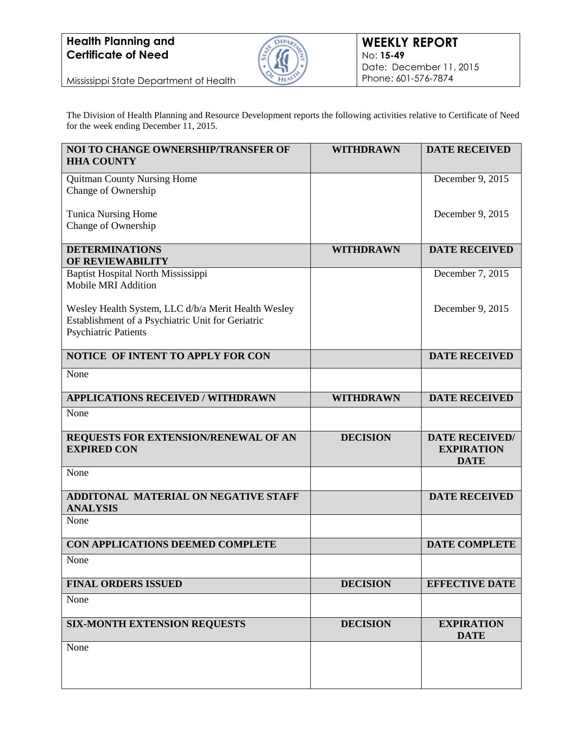**Health Planning and Certificate of Need**

Mississippi State Department of Health

**WEEKLY REPORT**
No: **15-49**
Date: December 11, 2015
Phone: 601-576-7874

The Division of Health Planning and Resource Development reports the following activities relative to Certificate of Need for the week ending December 11, 2015.

| **NOI TO CHANGE OWNERSHIP/TRANSFER OF HHA COUNTY** | **WITHDRAWN** | **DATE RECEIVED** |
|---|---|---|
| Quitman County Nursing Home<br>Change of Ownership | | December 9, 2015 |
| Tunica Nursing Home<br>Change of Ownership | | December 9, 2015 |
| **DETERMINATIONS OF REVIEWABILITY** | **WITHDRAWN** | **DATE RECEIVED** |
| Baptist Hospital North Mississippi<br>Mobile MRI Addition | | December 7, 2015 |
| Wesley Health System, LLC d/b/a Merit Health Wesley<br>Establishment of a Psychiatric Unit for Geriatric Psychiatric Patients | | December 9, 2015 |
| **NOTICE OF INTENT TO APPLY FOR CON** | | **DATE RECEIVED** |
| None | | |
| **APPLICATIONS RECEIVED / WITHDRAWN** | **WITHDRAWN** | **DATE RECEIVED** |
| None | | |
| **REQUESTS FOR EXTENSION/RENEWAL OF AN EXPIRED CON** | **DECISION** | **DATE RECEIVED/ EXPIRATION DATE** |
| None | | |
| **ADDITONAL MATERIAL ON NEGATIVE STAFF ANALYSIS** | | **DATE RECEIVED** |
| None | | |
| **CON APPLICATIONS DEEMED COMPLETE** | | **DATE COMPLETE** |
| None | | |
| **FINAL ORDERS ISSUED** | **DECISION** | **EFFECTIVE DATE** |
| None | | |
| **SIX-MONTH EXTENSION REQUESTS** | **DECISION** | **EXPIRATION DATE** |
| None | | |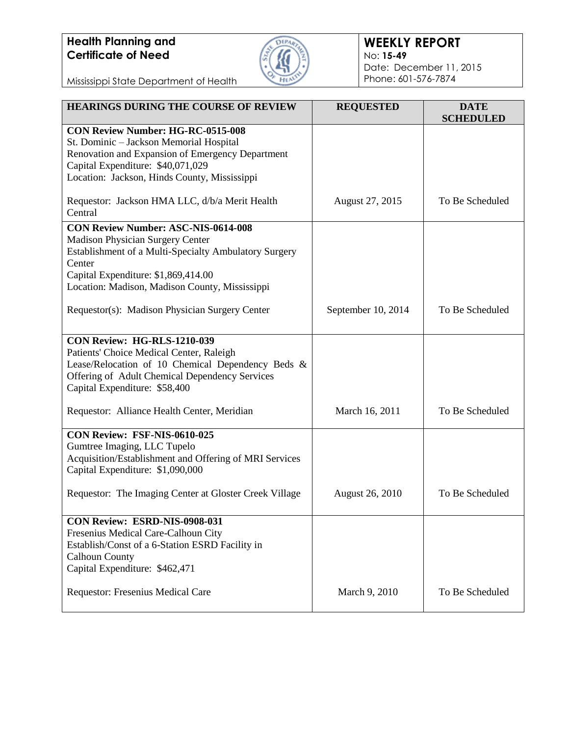**Health Planning and Certificate of Need**

Mississippi State Department of Health

**WEEKLY REPORT**
No: **15-49**
Date: December 11, 2015
Phone: 601-576-7874

| HEARINGS DURING THE COURSE OF REVIEW | REQUESTED | DATE SCHEDULED |
|---|---|---|
| **CON Review Number: HG-RC-0515-008**<br>St. Dominic – Jackson Memorial Hospital<br>Renovation and Expansion of Emergency Department<br>Capital Expenditure: $40,071,029<br>Location: Jackson, Hinds County, Mississippi<br><br>Requestor: Jackson HMA LLC, d/b/a Merit Health Central | August 27, 2015 | To Be Scheduled |
| **CON Review Number: ASC-NIS-0614-008**<br>Madison Physician Surgery Center<br>Establishment of a Multi-Specialty Ambulatory Surgery Center<br>Capital Expenditure: $1,869,414.00<br>Location: Madison, Madison County, Mississippi<br><br>Requestor(s): Madison Physician Surgery Center | September 10, 2014 | To Be Scheduled |
| **CON Review: HG-RLS-1210-039**<br>Patients' Choice Medical Center, Raleigh<br>Lease/Relocation of 10 Chemical Dependency Beds & Offering of Adult Chemical Dependency Services<br>Capital Expenditure: $58,400<br><br>Requestor: Alliance Health Center, Meridian | March 16, 2011 | To Be Scheduled |
| **CON Review: FSF-NIS-0610-025**<br>Gumtree Imaging, LLC Tupelo<br>Acquisition/Establishment and Offering of MRI Services<br>Capital Expenditure: $1,090,000<br><br>Requestor: The Imaging Center at Gloster Creek Village | August 26, 2010 | To Be Scheduled |
| **CON Review: ESRD-NIS-0908-031**<br>Fresenius Medical Care-Calhoun City<br>Establish/Const of a 6-Station ESRD Facility in Calhoun County<br>Capital Expenditure: $462,471<br><br>Requestor: Fresenius Medical Care | March 9, 2010 | To Be Scheduled |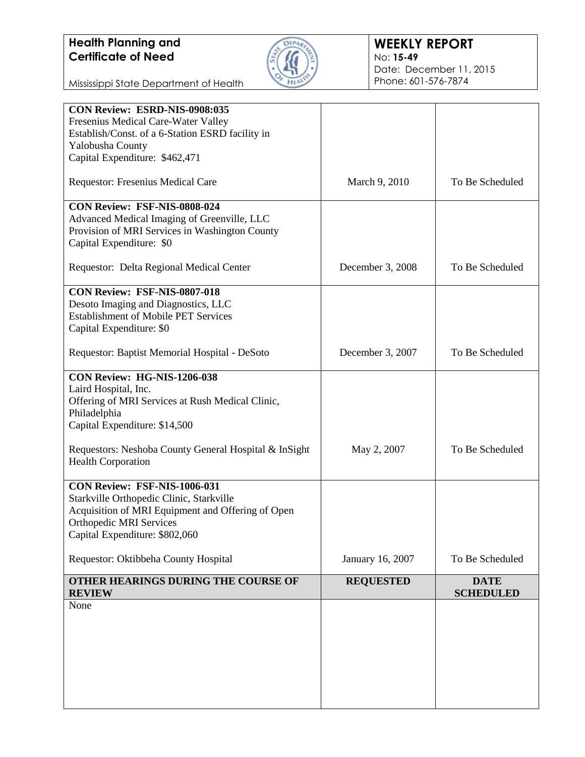| | | |
|---|---|---|
| **CON Review: ESRD-NIS-0908:035**<br>Fresenius Medical Care-Water Valley<br>Establish/Const. of a 6-Station ESRD facility in Yalobusha County<br>Capital Expenditure: $462,471<br><br>Requestor: Fresenius Medical Care | March 9, 2010 | To Be Scheduled |
| **CON Review: FSF-NIS-0808-024**<br>Advanced Medical Imaging of Greenville, LLC<br>Provision of MRI Services in Washington County<br>Capital Expenditure: $0<br><br>Requestor: Delta Regional Medical Center | December 3, 2008 | To Be Scheduled |
| **CON Review: FSF-NIS-0807-018**<br>Desoto Imaging and Diagnostics, LLC<br>Establishment of Mobile PET Services<br>Capital Expenditure: $0<br><br>Requestor: Baptist Memorial Hospital - DeSoto | December 3, 2007 | To Be Scheduled |
| **CON Review: HG-NIS-1206-038**<br>Laird Hospital, Inc.<br>Offering of MRI Services at Rush Medical Clinic, Philadelphia<br>Capital Expenditure: $14,500<br><br>Requestors: Neshoba County General Hospital & InSight Health Corporation | May 2, 2007 | To Be Scheduled |
| **CON Review: FSF-NIS-1006-031**<br>Starkville Orthopedic Clinic, Starkville<br>Acquisition of MRI Equipment and Offering of Open Orthopedic MRI Services<br>Capital Expenditure: $802,060<br><br>Requestor: Oktibbeha County Hospital | January 16, 2007 | To Be Scheduled |

| OTHER HEARINGS DURING THE COURSE OF REVIEW | REQUESTED | DATE SCHEDULED |
|---|---|---|
| None | | |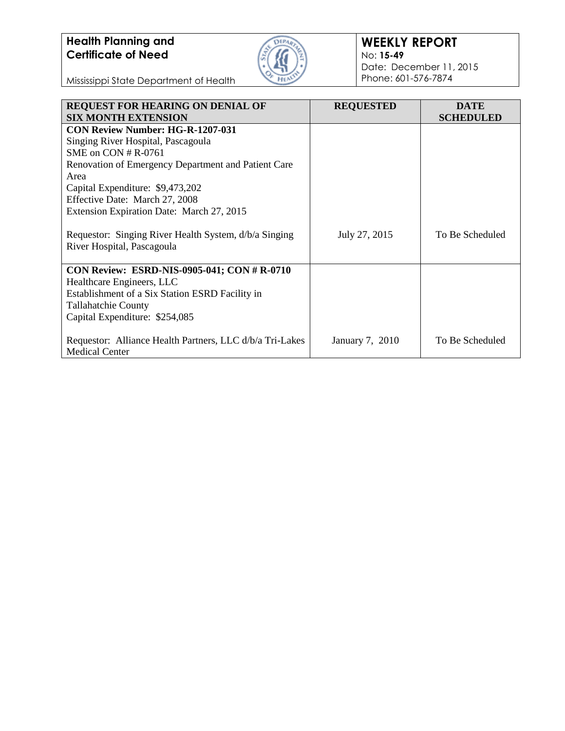| REQUEST FOR HEARING ON DENIAL OF SIX MONTH EXTENSION | REQUESTED | DATE SCHEDULED |
|---|---|---|
| **CON Review Number: HG-R-1207-031**<br>Singing River Hospital, Pascagoula<br>SME on CON # R-0761<br>Renovation of Emergency Department and Patient Care Area<br>Capital Expenditure: $9,473,202<br>Effective Date: March 27, 2008<br>Extension Expiration Date: March 27, 2015<br><br>Requestor: Singing River Health System, d/b/a Singing River Hospital, Pascagoula | July 27, 2015 | To Be Scheduled |
| **CON Review: ESRD-NIS-0905-041; CON # R-0710**<br>Healthcare Engineers, LLC<br>Establishment of a Six Station ESRD Facility in Tallahatchie County<br>Capital Expenditure: $254,085<br><br>Requestor: Alliance Health Partners, LLC d/b/a Tri-Lakes Medical Center | January 7, 2010 | To Be Scheduled |